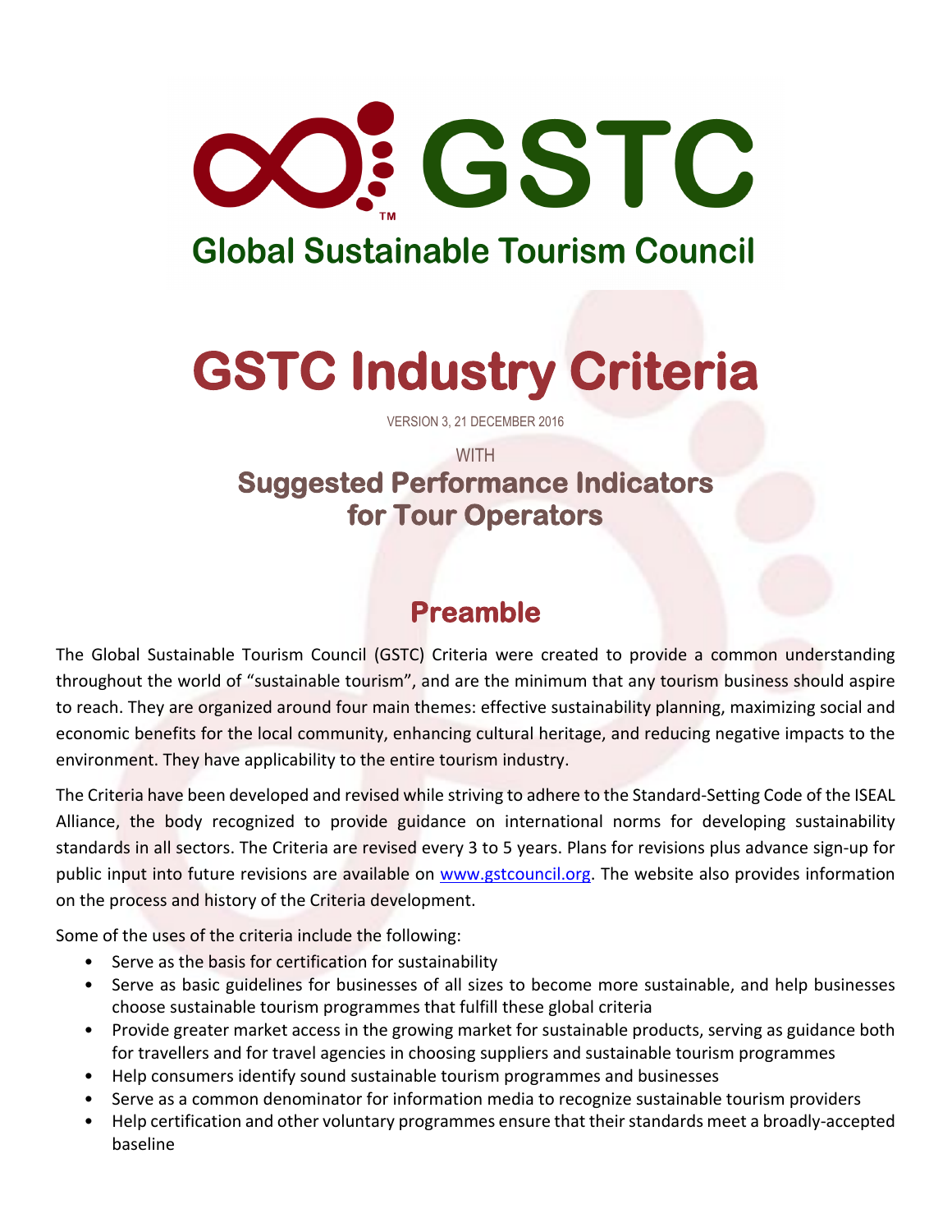# GSTC

## Global Sustainable Tourism Council

# GSTC Industry Criteria

VERSION 3, 21 DECEMBER 2016

WITH

## Suggested Performance Indicators for Tour Operators

## Preamble

The Global Sustainable Tourism Council (GSTC) Criteria were created to provide a common understanding throughout the world of "sustainable tourism", and are the minimum that any tourism business should aspire to reach. They are organized around four main themes: effective sustainability planning, maximizing social and economic benefits for the local community, enhancing cultural heritage, and reducing negative impacts to the environment. They have applicability to the entire tourism industry.

The Criteria have been developed and revised while striving to adhere to the Standard-Setting Code of the ISEAL Alliance, the body recognized to provide guidance on international norms for developing sustainability standards in all sectors. The Criteria are revised every 3 to 5 years. Plans for revisions plus advance sign-up for public input into future revisions are available on [www.gstcouncil.org](www.gstcouncil.org). The website also provides information on the process and history of the Criteria development.

Some of the uses of the criteria include the following:

- Serve as the basis for certification for sustainability
- Serve as basic guidelines for businesses of all sizes to become more sustainable, and help businesses choose sustainable tourism programmes that fulfill these global criteria
- Provide greater market access in the growing market for sustainable products, serving as guidance both for travellers and for travel agencies in choosing suppliers and sustainable tourism programmes
- Help consumers identify sound sustainable tourism programmes and businesses
- Serve as a common denominator for information media to recognize sustainable tourism providers
- Help certification and other voluntary programmes ensure that their standards meet a broadly-accepted baseline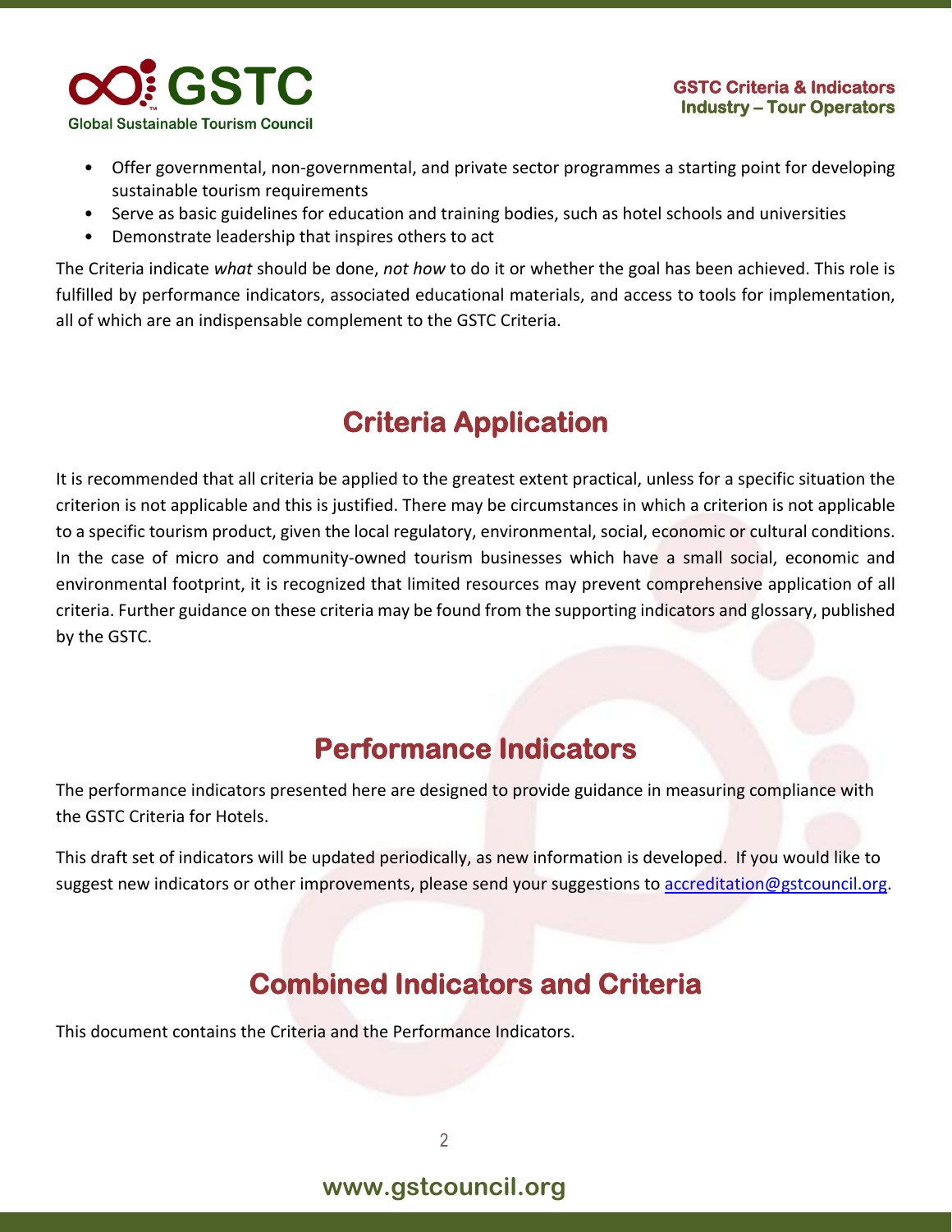- Offer governmental, non-governmental, and private sector programmes a starting point for developing sustainable tourism requirements
- Serve as basic guidelines for education and training bodies, such as hotel schools and universities
- Demonstrate leadership that inspires others to act

The Criteria indicate *what* should be done, *not how* to do it or whether the goal has been achieved. This role is fulfilled by performance indicators, associated educational materials, and access to tools for implementation, all of which are an indispensable complement to the GSTC Criteria.

## Criteria Application

It is recommended that all criteria be applied to the greatest extent practical, unless for a specific situation the criterion is not applicable and this is justified. There may be circumstances in which a criterion is not applicable to a specific tourism product, given the local regulatory, environmental, social, economic or cultural conditions. In the case of micro and community-owned tourism businesses which have a small social, economic and environmental footprint, it is recognized that limited resources may prevent comprehensive application of all criteria. Further guidance on these criteria may be found from the supporting indicators and glossary, published by the GSTC.

## Performance Indicators

The performance indicators presented here are designed to provide guidance in measuring compliance with the GSTC Criteria for Hotels.

This draft set of indicators will be updated periodically, as new information is developed. If you would like to suggest new indicators or other improvements, please send your suggestions to accreditation@gstcouncil.org.

## Combined Indicators and Criteria

This document contains the Criteria and the Performance Indicators.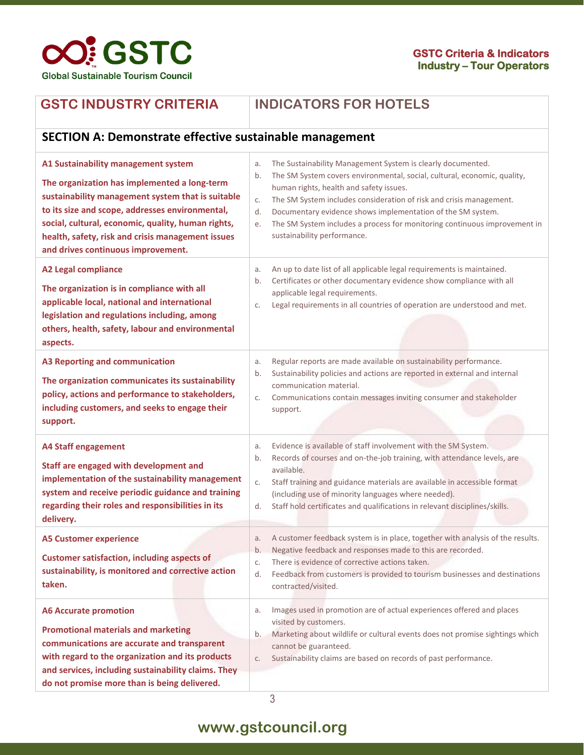| GSTC INDUSTRY CRITERIA | INDICATORS FOR HOTELS |
|---|---|
| **SECTION A: Demonstrate effective sustainable management** | |
| **A1 Sustainability management system**<br><br>**The organization has implemented a long-term sustainability management system that is suitable to its size and scope, addresses environmental, social, cultural, economic, quality, human rights, health, safety, risk and crisis management issues and drives continuous improvement.** | a. The Sustainability Management System is clearly documented.<br>b. The SM System covers environmental, social, cultural, economic, quality, human rights, health and safety issues.<br>c. The SM System includes consideration of risk and crisis management.<br>d. Documentary evidence shows implementation of the SM system.<br>e. The SM System includes a process for monitoring continuous improvement in sustainability performance. |
| **A2 Legal compliance**<br><br>**The organization is in compliance with all applicable local, national and international legislation and regulations including, among others, health, safety, labour and environmental aspects.** | a. An up to date list of all applicable legal requirements is maintained.<br>b. Certificates or other documentary evidence show compliance with all applicable legal requirements.<br>c. Legal requirements in all countries of operation are understood and met. |
| **A3 Reporting and communication**<br><br>**The organization communicates its sustainability policy, actions and performance to stakeholders, including customers, and seeks to engage their support.** | a. Regular reports are made available on sustainability performance.<br>b. Sustainability policies and actions are reported in external and internal communication material.<br>c. Communications contain messages inviting consumer and stakeholder support. |
| **A4 Staff engagement**<br><br>**Staff are engaged with development and implementation of the sustainability management system and receive periodic guidance and training regarding their roles and responsibilities in its delivery.** | a. Evidence is available of staff involvement with the SM System.<br>b. Records of courses and on-the-job training, with attendance levels, are available.<br>c. Staff training and guidance materials are available in accessible format (including use of minority languages where needed).<br>d. Staff hold certificates and qualifications in relevant disciplines/skills. |
| **A5 Customer experience**<br><br>**Customer satisfaction, including aspects of sustainability, is monitored and corrective action taken.** | a. A customer feedback system is in place, together with analysis of the results.<br>b. Negative feedback and responses made to this are recorded.<br>c. There is evidence of corrective actions taken.<br>d. Feedback from customers is provided to tourism businesses and destinations contracted/visited. |
| **A6 Accurate promotion**<br><br>**Promotional materials and marketing communications are accurate and transparent with regard to the organization and its products and services, including sustainability claims. They do not promise more than is being delivered.** | a. Images used in promotion are of actual experiences offered and places visited by customers.<br>b. Marketing about wildlife or cultural events does not promise sightings which cannot be guaranteed.<br>c. Sustainability claims are based on records of past performance. |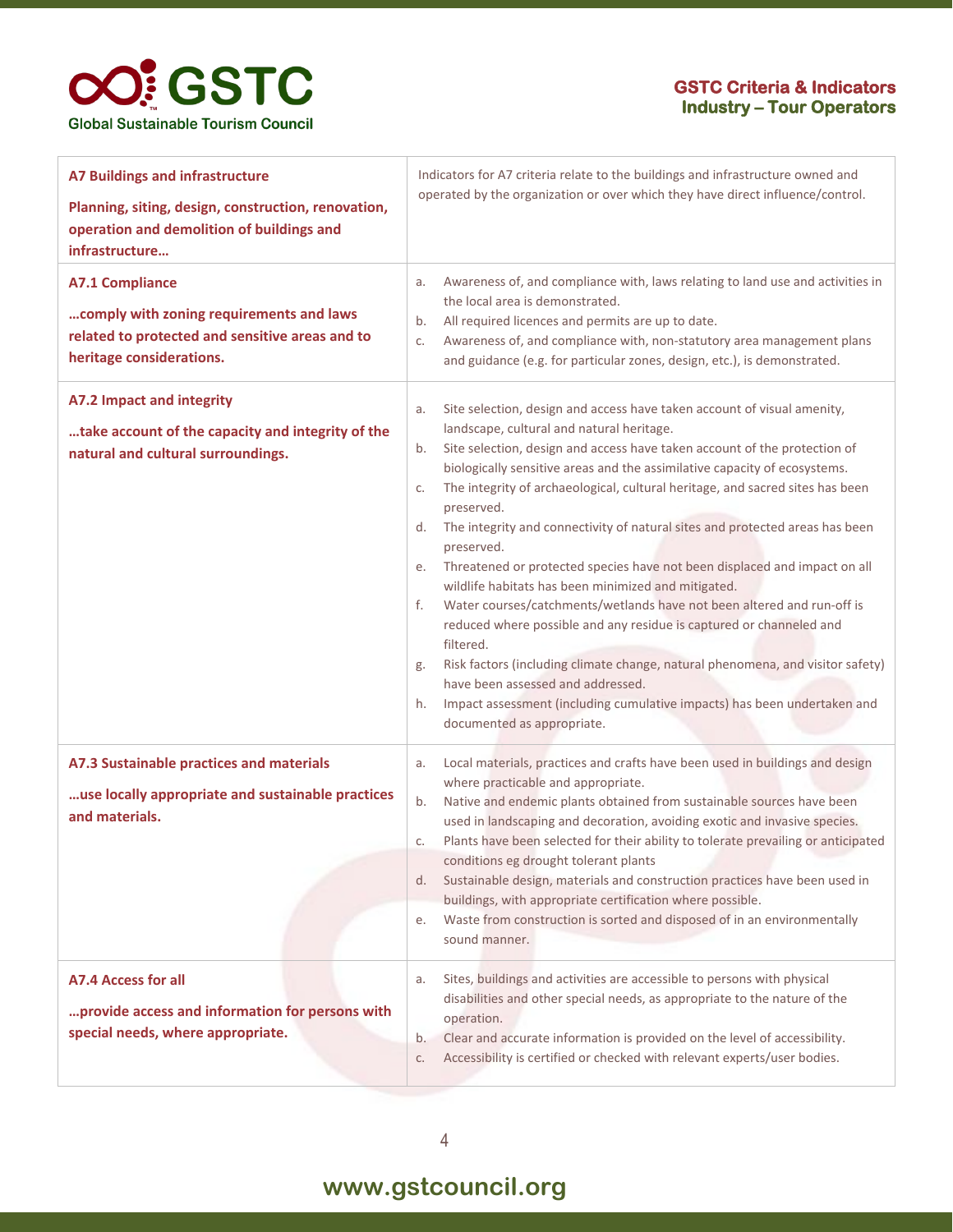| A7 Buildings and infrastructure<br><br>Planning, siting, design, construction, renovation, operation and demolition of buildings and infrastructure… | Indicators for A7 criteria relate to the buildings and infrastructure owned and operated by the organization or over which they have direct influence/control. |
|---|---|
| **A7.1 Compliance**<br><br>**…comply with zoning requirements and laws related to protected and sensitive areas and to heritage considerations.** | a. Awareness of, and compliance with, laws relating to land use and activities in the local area is demonstrated.<br>b. All required licences and permits are up to date.<br>c. Awareness of, and compliance with, non-statutory area management plans and guidance (e.g. for particular zones, design, etc.), is demonstrated. |
| **A7.2 Impact and integrity**<br><br>**…take account of the capacity and integrity of the natural and cultural surroundings.** | a. Site selection, design and access have taken account of visual amenity, landscape, cultural and natural heritage.<br>b. Site selection, design and access have taken account of the protection of biologically sensitive areas and the assimilative capacity of ecosystems.<br>c. The integrity of archaeological, cultural heritage, and sacred sites has been preserved.<br>d. The integrity and connectivity of natural sites and protected areas has been preserved.<br>e. Threatened or protected species have not been displaced and impact on all wildlife habitats has been minimized and mitigated.<br>f. Water courses/catchments/wetlands have not been altered and run-off is reduced where possible and any residue is captured or channeled and filtered.<br>g. Risk factors (including climate change, natural phenomena, and visitor safety) have been assessed and addressed.<br>h. Impact assessment (including cumulative impacts) has been undertaken and documented as appropriate. |
| **A7.3 Sustainable practices and materials**<br><br>**…use locally appropriate and sustainable practices and materials.** | a. Local materials, practices and crafts have been used in buildings and design where practicable and appropriate.<br>b. Native and endemic plants obtained from sustainable sources have been used in landscaping and decoration, avoiding exotic and invasive species.<br>c. Plants have been selected for their ability to tolerate prevailing or anticipated conditions eg drought tolerant plants<br>d. Sustainable design, materials and construction practices have been used in buildings, with appropriate certification where possible.<br>e. Waste from construction is sorted and disposed of in an environmentally sound manner. |
| **A7.4 Access for all**<br><br>**…provide access and information for persons with special needs, where appropriate.** | a. Sites, buildings and activities are accessible to persons with physical disabilities and other special needs, as appropriate to the nature of the operation.<br>b. Clear and accurate information is provided on the level of accessibility.<br>c. Accessibility is certified or checked with relevant experts/user bodies. |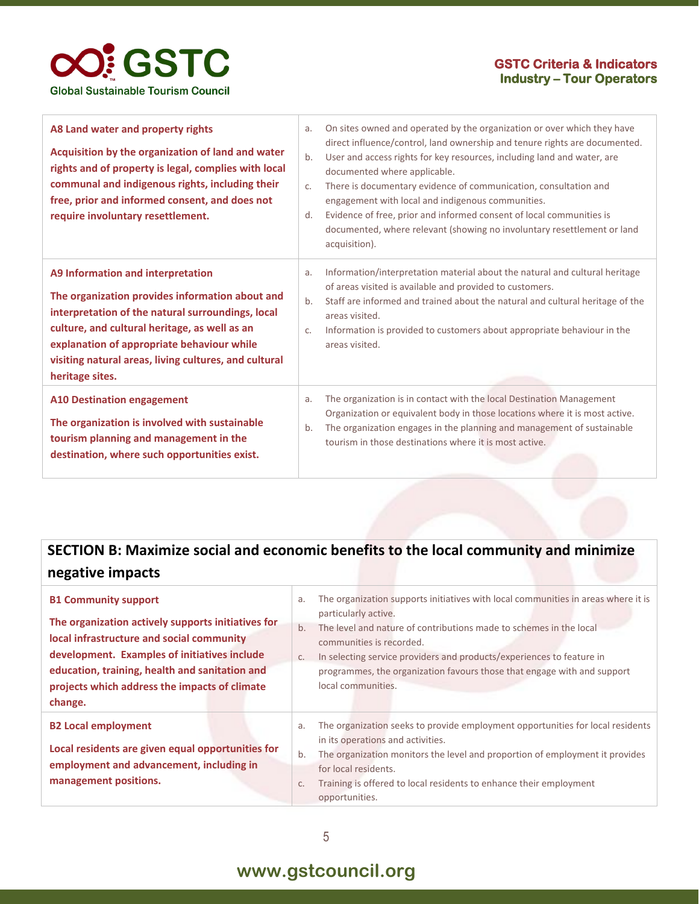| | |
|---|---|
| **A8 Land water and property rights**<br><br>**Acquisition by the organization of land and water rights and of property is legal, complies with local communal and indigenous rights, including their free, prior and informed consent, and does not require involuntary resettlement.** | a. On sites owned and operated by the organization or over which they have direct influence/control, land ownership and tenure rights are documented.<br>b. User and access rights for key resources, including land and water, are documented where applicable.<br>c. There is documentary evidence of communication, consultation and engagement with local and indigenous communities.<br>d. Evidence of free, prior and informed consent of local communities is documented, where relevant (showing no involuntary resettlement or land acquisition). |
| **A9 Information and interpretation**<br><br>**The organization provides information about and interpretation of the natural surroundings, local culture, and cultural heritage, as well as an explanation of appropriate behaviour while visiting natural areas, living cultures, and cultural heritage sites.** | a. Information/interpretation material about the natural and cultural heritage of areas visited is available and provided to customers.<br>b. Staff are informed and trained about the natural and cultural heritage of the areas visited.<br>c. Information is provided to customers about appropriate behaviour in the areas visited. |
| **A10 Destination engagement**<br><br>**The organization is involved with sustainable tourism planning and management in the destination, where such opportunities exist.** | a. The organization is in contact with the local Destination Management Organization or equivalent body in those locations where it is most active.<br>b. The organization engages in the planning and management of sustainable tourism in those destinations where it is most active. |

## SECTION B: Maximize social and economic benefits to the local community and minimize negative impacts

| | |
|---|---|
| **B1 Community support**<br><br>**The organization actively supports initiatives for local infrastructure and social community development. Examples of initiatives include education, training, health and sanitation and projects which address the impacts of climate change.** | a. The organization supports initiatives with local communities in areas where it is particularly active.<br>b. The level and nature of contributions made to schemes in the local communities is recorded.<br>c. In selecting service providers and products/experiences to feature in programmes, the organization favours those that engage with and support local communities. |
| **B2 Local employment**<br><br>**Local residents are given equal opportunities for employment and advancement, including in management positions.** | a. The organization seeks to provide employment opportunities for local residents in its operations and activities.<br>b. The organization monitors the level and proportion of employment it provides for local residents.<br>c. Training is offered to local residents to enhance their employment opportunities. |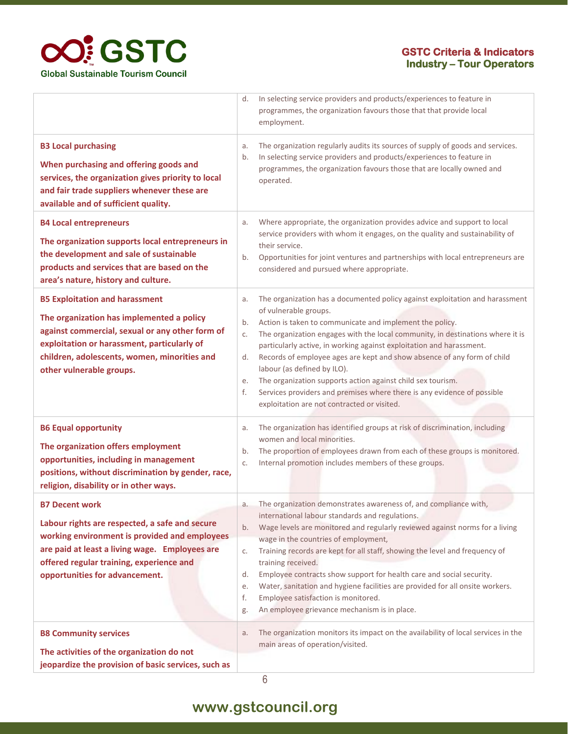| | |
|---|---|
| | d. In selecting service providers and products/experiences to feature in programmes, the organization favours those that that provide local employment. |
| **B3 Local purchasing**<br><br>**When purchasing and offering goods and services, the organization gives priority to local and fair trade suppliers whenever these are available and of sufficient quality.** | a. The organization regularly audits its sources of supply of goods and services.<br>b. In selecting service providers and products/experiences to feature in programmes, the organization favours those that are locally owned and operated. |
| **B4 Local entrepreneurs**<br><br>**The organization supports local entrepreneurs in the development and sale of sustainable products and services that are based on the area's nature, history and culture.** | a. Where appropriate, the organization provides advice and support to local service providers with whom it engages, on the quality and sustainability of their service.<br>b. Opportunities for joint ventures and partnerships with local entrepreneurs are considered and pursued where appropriate. |
| **B5 Exploitation and harassment**<br><br>**The organization has implemented a policy against commercial, sexual or any other form of exploitation or harassment, particularly of children, adolescents, women, minorities and other vulnerable groups.** | a. The organization has a documented policy against exploitation and harassment of vulnerable groups.<br>b. Action is taken to communicate and implement the policy.<br>c. The organization engages with the local community, in destinations where it is particularly active, in working against exploitation and harassment.<br>d. Records of employee ages are kept and show absence of any form of child labour (as defined by ILO).<br>e. The organization supports action against child sex tourism.<br>f. Services providers and premises where there is any evidence of possible exploitation are not contracted or visited. |
| **B6 Equal opportunity**<br><br>**The organization offers employment opportunities, including in management positions, without discrimination by gender, race, religion, disability or in other ways.** | a. The organization has identified groups at risk of discrimination, including women and local minorities.<br>b. The proportion of employees drawn from each of these groups is monitored.<br>c. Internal promotion includes members of these groups. |
| **B7 Decent work**<br><br>**Labour rights are respected, a safe and secure working environment is provided and employees are paid at least a living wage. Employees are offered regular training, experience and opportunities for advancement.** | a. The organization demonstrates awareness of, and compliance with, international labour standards and regulations.<br>b. Wage levels are monitored and regularly reviewed against norms for a living wage in the countries of employment,<br>c. Training records are kept for all staff, showing the level and frequency of training received.<br>d. Employee contracts show support for health care and social security.<br>e. Water, sanitation and hygiene facilities are provided for all onsite workers.<br>f. Employee satisfaction is monitored.<br>g. An employee grievance mechanism is in place. |
| **B8 Community services**<br><br>**The activities of the organization do not jeopardize the provision of basic services, such as** | a. The organization monitors its impact on the availability of local services in the main areas of operation/visited. |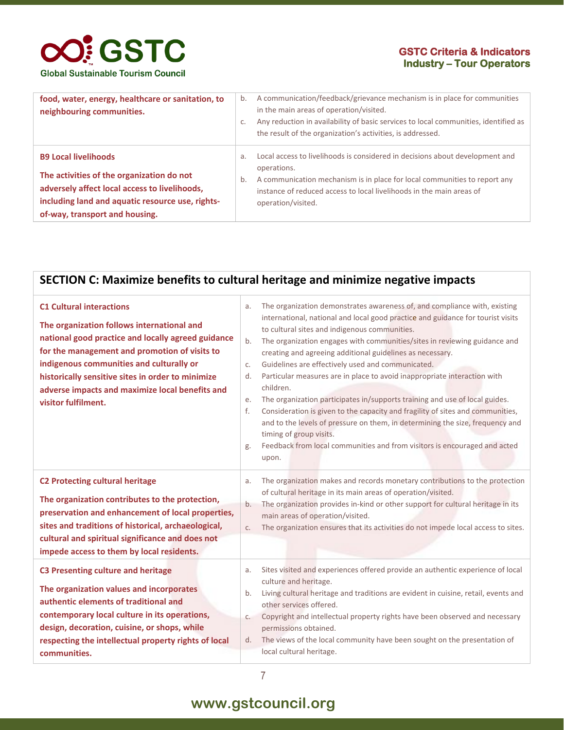| | |
|---|---|
| **food, water, energy, healthcare or sanitation, to neighbouring communities.** | b. A communication/feedback/grievance mechanism is in place for communities in the main areas of operation/visited.<br>c. Any reduction in availability of basic services to local communities, identified as the result of the organization's activities, is addressed. |
| **B9 Local livelihoods**<br><br>**The activities of the organization do not adversely affect local access to livelihoods, including land and aquatic resource use, rights-of-way, transport and housing.** | a. Local access to livelihoods is considered in decisions about development and operations.<br>b. A communication mechanism is in place for local communities to report any instance of reduced access to local livelihoods in the main areas of operation/visited. |

## SECTION C: Maximize benefits to cultural heritage and minimize negative impacts

| | |
|---|---|
| **C1 Cultural interactions**<br><br>**The organization follows international and national good practice and locally agreed guidance for the management and promotion of visits to indigenous communities and culturally or historically sensitive sites in order to minimize adverse impacts and maximize local benefits and visitor fulfilment.** | a. The organization demonstrates awareness of, and compliance with, existing international, national and local good practice and guidance for tourist visits to cultural sites and indigenous communities.<br>b. The organization engages with communities/sites in reviewing guidance and creating and agreeing additional guidelines as necessary.<br>c. Guidelines are effectively used and communicated.<br>d. Particular measures are in place to avoid inappropriate interaction with children.<br>e. The organization participates in/supports training and use of local guides.<br>f. Consideration is given to the capacity and fragility of sites and communities, and to the levels of pressure on them, in determining the size, frequency and timing of group visits.<br>g. Feedback from local communities and from visitors is encouraged and acted upon. |
| **C2 Protecting cultural heritage**<br><br>**The organization contributes to the protection, preservation and enhancement of local properties, sites and traditions of historical, archaeological, cultural and spiritual significance and does not impede access to them by local residents.** | a. The organization makes and records monetary contributions to the protection of cultural heritage in its main areas of operation/visited.<br>b. The organization provides in-kind or other support for cultural heritage in its main areas of operation/visited.<br>c. The organization ensures that its activities do not impede local access to sites. |
| **C3 Presenting culture and heritage**<br><br>**The organization values and incorporates authentic elements of traditional and contemporary local culture in its operations, design, decoration, cuisine, or shops, while respecting the intellectual property rights of local communities.** | a. Sites visited and experiences offered provide an authentic experience of local culture and heritage.<br>b. Living cultural heritage and traditions are evident in cuisine, retail, events and other services offered.<br>c. Copyright and intellectual property rights have been observed and necessary permissions obtained.<br>d. The views of the local community have been sought on the presentation of local cultural heritage. |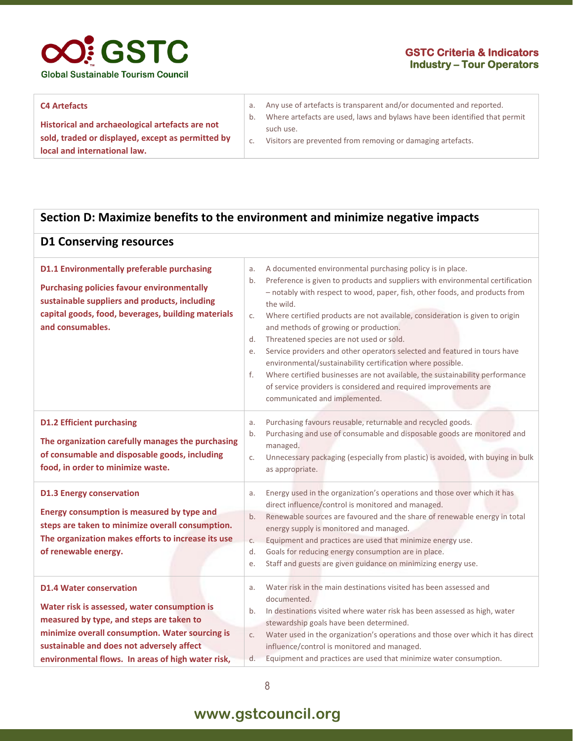| C4 Artefacts | |
|---|---|
| **Historical and archaeological artefacts are not sold, traded or displayed, except as permitted by local and international law.** | a. Any use of artefacts is transparent and/or documented and reported.<br>b. Where artefacts are used, laws and bylaws have been identified that permit such use.<br>c. Visitors are prevented from removing or damaging artefacts. |

## Section D: Maximize benefits to the environment and minimize negative impacts

### D1 Conserving resources

| Criterion | Indicators |
|---|---|
| **D1.1 Environmentally preferable purchasing**<br><br>**Purchasing policies favour environmentally sustainable suppliers and products, including capital goods, food, beverages, building materials and consumables.** | a. A documented environmental purchasing policy is in place.<br>b. Preference is given to products and suppliers with environmental certification – notably with respect to wood, paper, fish, other foods, and products from the wild.<br>c. Where certified products are not available, consideration is given to origin and methods of growing or production.<br>d. Threatened species are not used or sold.<br>e. Service providers and other operators selected and featured in tours have environmental/sustainability certification where possible.<br>f. Where certified businesses are not available, the sustainability performance of service providers is considered and required improvements are communicated and implemented. |
| **D1.2 Efficient purchasing**<br><br>**The organization carefully manages the purchasing of consumable and disposable goods, including food, in order to minimize waste.** | a. Purchasing favours reusable, returnable and recycled goods.<br>b. Purchasing and use of consumable and disposable goods are monitored and managed.<br>c. Unnecessary packaging (especially from plastic) is avoided, with buying in bulk as appropriate. |
| **D1.3 Energy conservation**<br><br>**Energy consumption is measured by type and steps are taken to minimize overall consumption. The organization makes efforts to increase its use of renewable energy.** | a. Energy used in the organization's operations and those over which it has direct influence/control is monitored and managed.<br>b. Renewable sources are favoured and the share of renewable energy in total energy supply is monitored and managed.<br>c. Equipment and practices are used that minimize energy use.<br>d. Goals for reducing energy consumption are in place.<br>e. Staff and guests are given guidance on minimizing energy use. |
| **D1.4 Water conservation**<br><br>**Water risk is assessed, water consumption is measured by type, and steps are taken to minimize overall consumption. Water sourcing is sustainable and does not adversely affect environmental flows. In areas of high water risk,** | a. Water risk in the main destinations visited has been assessed and documented.<br>b. In destinations visited where water risk has been assessed as high, water stewardship goals have been determined.<br>c. Water used in the organization's operations and those over which it has direct influence/control is monitored and managed.<br>d. Equipment and practices are used that minimize water consumption. |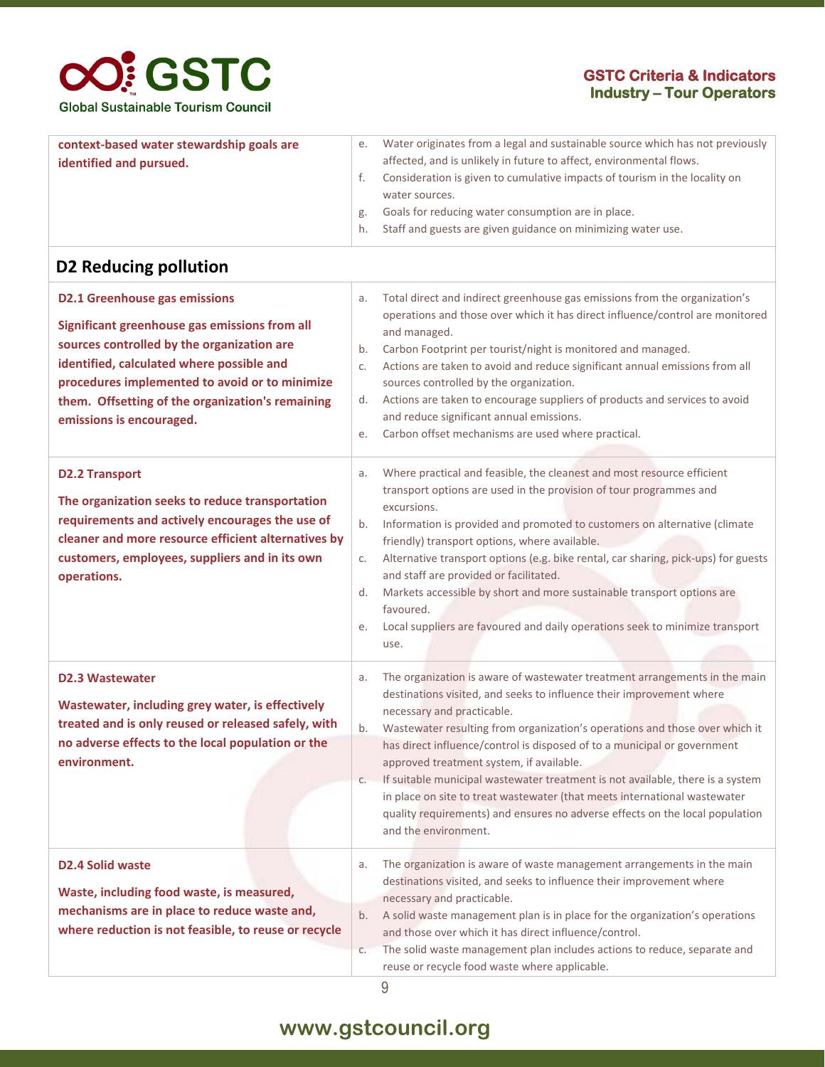| | |
|---|---|
| **context-based water stewardship goals are identified and pursued.** | e. Water originates from a legal and sustainable source which has not previously affected, and is unlikely in future to affect, environmental flows.<br>f. Consideration is given to cumulative impacts of tourism in the locality on water sources.<br>g. Goals for reducing water consumption are in place.<br>h. Staff and guests are given guidance on minimizing water use. |

## D2 Reducing pollution

| | |
|---|---|
| **D2.1 Greenhouse gas emissions**<br><br>**Significant greenhouse gas emissions from all sources controlled by the organization are identified, calculated where possible and procedures implemented to avoid or to minimize them. Offsetting of the organization's remaining emissions is encouraged.** | a. Total direct and indirect greenhouse gas emissions from the organization's operations and those over which it has direct influence/control are monitored and managed.<br>b. Carbon Footprint per tourist/night is monitored and managed.<br>c. Actions are taken to avoid and reduce significant annual emissions from all sources controlled by the organization.<br>d. Actions are taken to encourage suppliers of products and services to avoid and reduce significant annual emissions.<br>e. Carbon offset mechanisms are used where practical. |
| **D2.2 Transport**<br><br>**The organization seeks to reduce transportation requirements and actively encourages the use of cleaner and more resource efficient alternatives by customers, employees, suppliers and in its own operations.** | a. Where practical and feasible, the cleanest and most resource efficient transport options are used in the provision of tour programmes and excursions.<br>b. Information is provided and promoted to customers on alternative (climate friendly) transport options, where available.<br>c. Alternative transport options (e.g. bike rental, car sharing, pick-ups) for guests and staff are provided or facilitated.<br>d. Markets accessible by short and more sustainable transport options are favoured.<br>e. Local suppliers are favoured and daily operations seek to minimize transport use. |
| **D2.3 Wastewater**<br><br>**Wastewater, including grey water, is effectively treated and is only reused or released safely, with no adverse effects to the local population or the environment.** | a. The organization is aware of wastewater treatment arrangements in the main destinations visited, and seeks to influence their improvement where necessary and practicable.<br>b. Wastewater resulting from organization's operations and those over which it has direct influence/control is disposed of to a municipal or government approved treatment system, if available.<br>c. If suitable municipal wastewater treatment is not available, there is a system in place on site to treat wastewater (that meets international wastewater quality requirements) and ensures no adverse effects on the local population and the environment. |
| **D2.4 Solid waste**<br><br>**Waste, including food waste, is measured, mechanisms are in place to reduce waste and, where reduction is not feasible, to reuse or recycle** | a. The organization is aware of waste management arrangements in the main destinations visited, and seeks to influence their improvement where necessary and practicable.<br>b. A solid waste management plan is in place for the organization's operations and those over which it has direct influence/control.<br>c. The solid waste management plan includes actions to reduce, separate and reuse or recycle food waste where applicable. |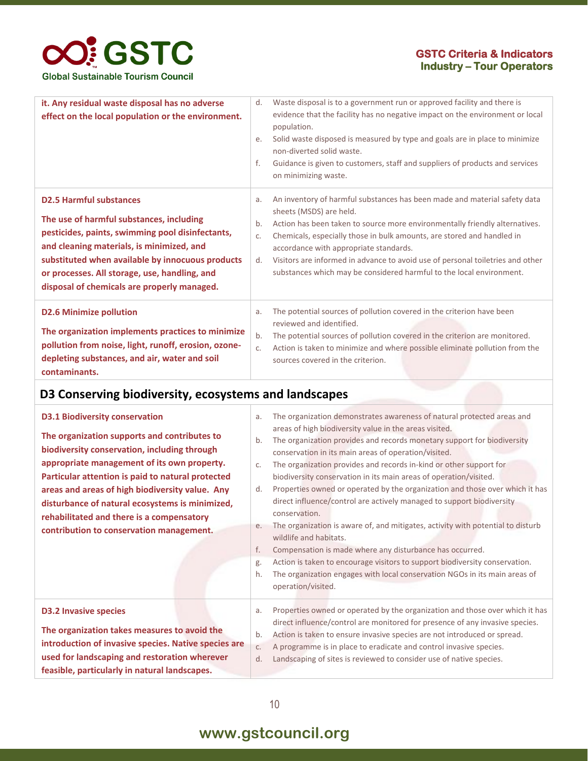| | |
|---|---|
| **it. Any residual waste disposal has no adverse effect on the local population or the environment.** | d. Waste disposal is to a government run or approved facility and there is evidence that the facility has no negative impact on the environment or local population.<br>e. Solid waste disposed is measured by type and goals are in place to minimize non-diverted solid waste.<br>f. Guidance is given to customers, staff and suppliers of products and services on minimizing waste. |
| **D2.5 Harmful substances**<br><br>**The use of harmful substances, including pesticides, paints, swimming pool disinfectants, and cleaning materials, is minimized, and substituted when available by innocuous products or processes. All storage, use, handling, and disposal of chemicals are properly managed.** | a. An inventory of harmful substances has been made and material safety data sheets (MSDS) are held.<br>b. Action has been taken to source more environmentally friendly alternatives.<br>c. Chemicals, especially those in bulk amounts, are stored and handled in accordance with appropriate standards.<br>d. Visitors are informed in advance to avoid use of personal toiletries and other substances which may be considered harmful to the local environment. |
| **D2.6 Minimize pollution**<br><br>**The organization implements practices to minimize pollution from noise, light, runoff, erosion, ozone-depleting substances, and air, water and soil contaminants.** | a. The potential sources of pollution covered in the criterion have been reviewed and identified.<br>b. The potential sources of pollution covered in the criterion are monitored.<br>c. Action is taken to minimize and where possible eliminate pollution from the sources covered in the criterion. |

## D3 Conserving biodiversity, ecosystems and landscapes

| | |
|---|---|
| **D3.1 Biodiversity conservation**<br><br>**The organization supports and contributes to biodiversity conservation, including through appropriate management of its own property. Particular attention is paid to natural protected areas and areas of high biodiversity value. Any disturbance of natural ecosystems is minimized, rehabilitated and there is a compensatory contribution to conservation management.** | a. The organization demonstrates awareness of natural protected areas and areas of high biodiversity value in the areas visited.<br>b. The organization provides and records monetary support for biodiversity conservation in its main areas of operation/visited.<br>c. The organization provides and records in-kind or other support for biodiversity conservation in its main areas of operation/visited.<br>d. Properties owned or operated by the organization and those over which it has direct influence/control are actively managed to support biodiversity conservation.<br>e. The organization is aware of, and mitigates, activity with potential to disturb wildlife and habitats.<br>f. Compensation is made where any disturbance has occurred.<br>g. Action is taken to encourage visitors to support biodiversity conservation.<br>h. The organization engages with local conservation NGOs in its main areas of operation/visited. |
| **D3.2 Invasive species**<br><br>**The organization takes measures to avoid the introduction of invasive species. Native species are used for landscaping and restoration wherever feasible, particularly in natural landscapes.** | a. Properties owned or operated by the organization and those over which it has direct influence/control are monitored for presence of any invasive species.<br>b. Action is taken to ensure invasive species are not introduced or spread.<br>c. A programme is in place to eradicate and control invasive species.<br>d. Landscaping of sites is reviewed to consider use of native species. |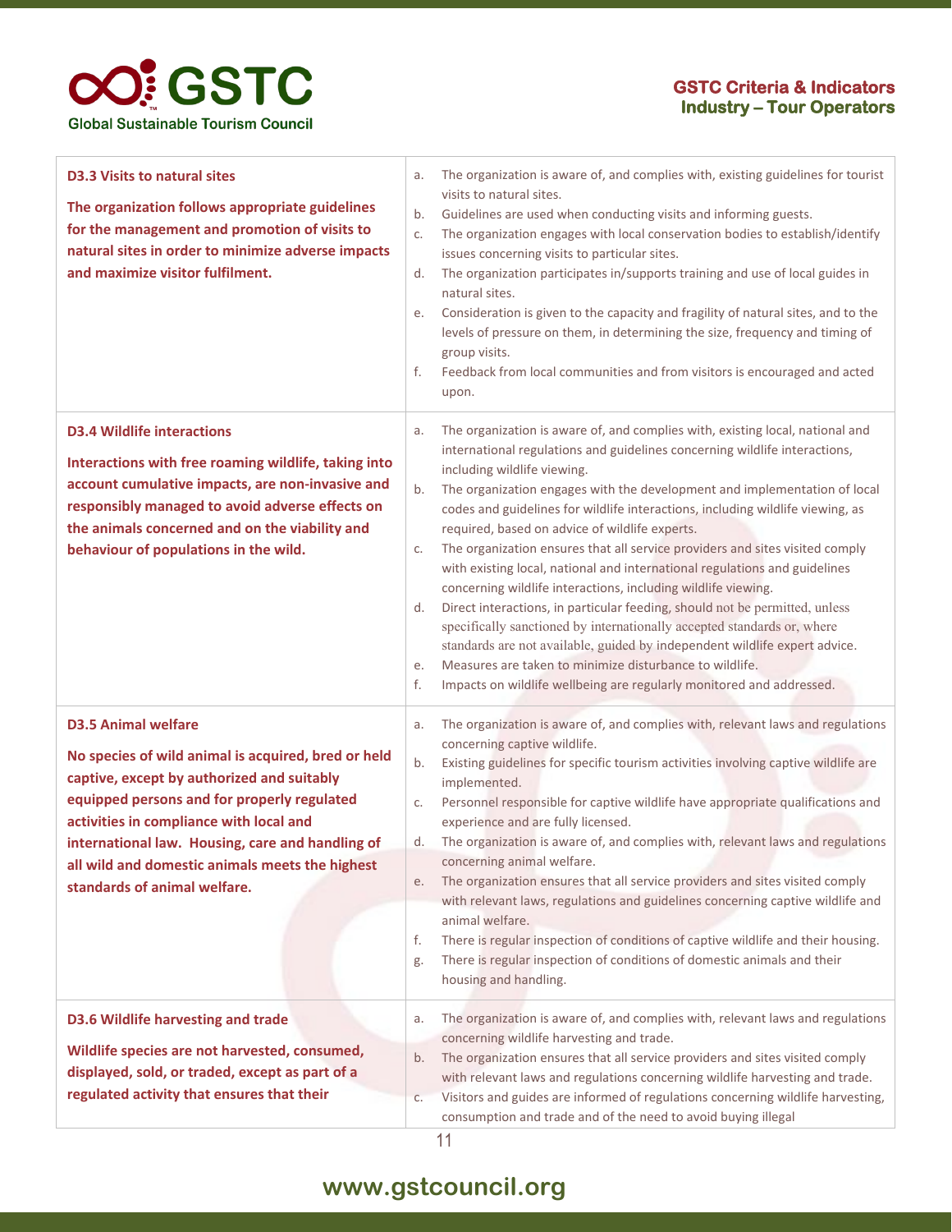| Criterion | Indicators |
|---|---|
| **D3.3 Visits to natural sites**<br><br>**The organization follows appropriate guidelines for the management and promotion of visits to natural sites in order to minimize adverse impacts and maximize visitor fulfilment.** | a. The organization is aware of, and complies with, existing guidelines for tourist visits to natural sites.<br>b. Guidelines are used when conducting visits and informing guests.<br>c. The organization engages with local conservation bodies to establish/identify issues concerning visits to particular sites.<br>d. The organization participates in/supports training and use of local guides in natural sites.<br>e. Consideration is given to the capacity and fragility of natural sites, and to the levels of pressure on them, in determining the size, frequency and timing of group visits.<br>f. Feedback from local communities and from visitors is encouraged and acted upon. |
| **D3.4 Wildlife interactions**<br><br>**Interactions with free roaming wildlife, taking into account cumulative impacts, are non-invasive and responsibly managed to avoid adverse effects on the animals concerned and on the viability and behaviour of populations in the wild.** | a. The organization is aware of, and complies with, existing local, national and international regulations and guidelines concerning wildlife interactions, including wildlife viewing.<br>b. The organization engages with the development and implementation of local codes and guidelines for wildlife interactions, including wildlife viewing, as required, based on advice of wildlife experts.<br>c. The organization ensures that all service providers and sites visited comply with existing local, national and international regulations and guidelines concerning wildlife interactions, including wildlife viewing.<br>d. Direct interactions, in particular feeding, should not be permitted, unless specifically sanctioned by internationally accepted standards or, where standards are not available, guided by independent wildlife expert advice.<br>e. Measures are taken to minimize disturbance to wildlife.<br>f. Impacts on wildlife wellbeing are regularly monitored and addressed. |
| **D3.5 Animal welfare**<br><br>**No species of wild animal is acquired, bred or held captive, except by authorized and suitably equipped persons and for properly regulated activities in compliance with local and international law. Housing, care and handling of all wild and domestic animals meets the highest standards of animal welfare.** | a. The organization is aware of, and complies with, relevant laws and regulations concerning captive wildlife.<br>b. Existing guidelines for specific tourism activities involving captive wildlife are implemented.<br>c. Personnel responsible for captive wildlife have appropriate qualifications and experience and are fully licensed.<br>d. The organization is aware of, and complies with, relevant laws and regulations concerning animal welfare.<br>e. The organization ensures that all service providers and sites visited comply with relevant laws, regulations and guidelines concerning captive wildlife and animal welfare.<br>f. There is regular inspection of conditions of captive wildlife and their housing.<br>g. There is regular inspection of conditions of domestic animals and their housing and handling. |
| **D3.6 Wildlife harvesting and trade**<br><br>**Wildlife species are not harvested, consumed, displayed, sold, or traded, except as part of a regulated activity that ensures that their** | a. The organization is aware of, and complies with, relevant laws and regulations concerning wildlife harvesting and trade.<br>b. The organization ensures that all service providers and sites visited comply with relevant laws and regulations concerning wildlife harvesting and trade.<br>c. Visitors and guides are informed of regulations concerning wildlife harvesting, consumption and trade and of the need to avoid buying illegal |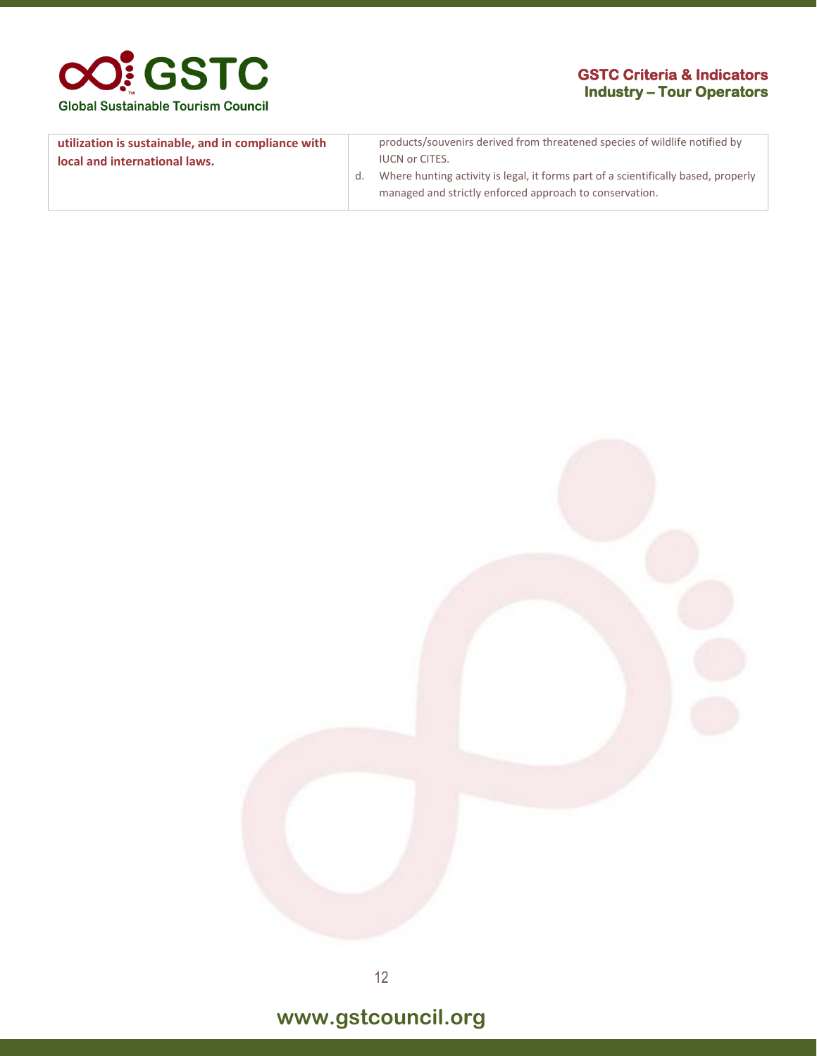| | |
|---|---|
| **utilization is sustainable, and in compliance with local and international laws.** | products/souvenirs derived from threatened species of wildlife notified by IUCN or CITES.<br>d. Where hunting activity is legal, it forms part of a scientifically based, properly managed and strictly enforced approach to conservation. |